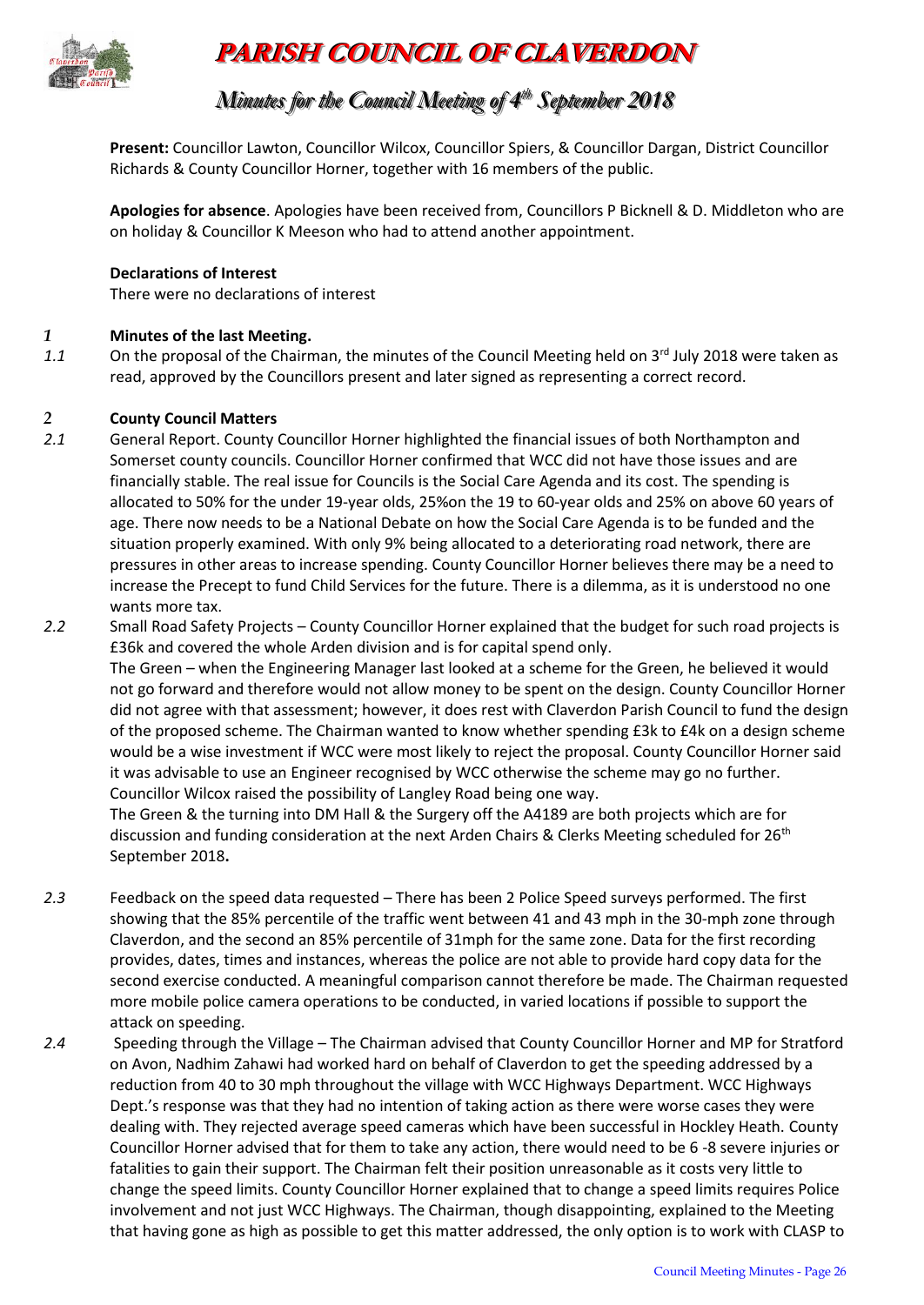# PARISH COUNCIL OF CLAVERDON

## Minutes for the Council Meeting of 4th September 2018

**Present:** Councillor Lawton, Councillor Wilcox, Councillor Spiers, & Councillor Dargan, District Councillor Richards & County Councillor Horner, together with 16 members of the public.

**Apologies for absence**. Apologies have been received from, Councillors P Bicknell & D. Middleton who are on holiday & Councillor K Meeson who had to attend another appointment.

**Declarations of Interest**

There were no declarations of interest

*1* **Minutes of the last Meeting.**

*1.1* On the proposal of the Chairman, the minutes of the Council Meeting held on 3rd July 2018 were taken as read, approved by the Councillors present and later signed as representing a correct record.

*2* **County Council Matters**

*2.1* General Report. County Councillor Horner highlighted the financial issues of both Northampton and Somerset county councils. Councillor Horner confirmed that WCC did not have those issues and are financially stable. The real issue for Councils is the Social Care Agenda and its cost. The spending is allocated to 50% for the under 19-year olds, 25%on the 19 to 60-year olds and 25% on above 60 years of age. There now needs to be a National Debate on how the Social Care Agenda is to be funded and the situation properly examined. With only 9% being allocated to a deteriorating road network, there are pressures in other areas to increase spending. County Councillor Horner believes there may be a need to increase the Precept to fund Child Services for the future. There is a dilemma, as it is understood no one wants more tax.

*2.2* Small Road Safety Projects – County Councillor Horner explained that the budget for such road projects is £36k and covered the whole Arden division and is for capital spend only.

The Green – when the Engineering Manager last looked at a scheme for the Green, he believed it would not go forward and therefore would not allow money to be spent on the design. County Councillor Horner did not agree with that assessment; however, it does rest with Claverdon Parish Council to fund the design of the proposed scheme. The Chairman wanted to know whether spending £3k to £4k on a design scheme would be a wise investment if WCC were most likely to reject the proposal. County Councillor Horner said it was advisable to use an Engineer recognised by WCC otherwise the scheme may go no further. Councillor Wilcox raised the possibility of Langley Road being one way.

The Green & the turning into DM Hall & the Surgery off the A4189 are both projects which are for discussion and funding consideration at the next Arden Chairs & Clerks Meeting scheduled for 26th September 2018**.**

*2.3* Feedback on the speed data requested – There has been 2 Police Speed surveys performed. The first showing that the 85% percentile of the traffic went between 41 and 43 mph in the 30-mph zone through Claverdon, and the second an 85% percentile of 31mph for the same zone. Data for the first recording provides, dates, times and instances, whereas the police are not able to provide hard copy data for the second exercise conducted. A meaningful comparison cannot therefore be made. The Chairman requested more mobile police camera operations to be conducted, in varied locations if possible to support the attack on speeding.

*2.4* Speeding through the Village – The Chairman advised that County Councillor Horner and MP for Stratford on Avon, Nadhim Zahawi had worked hard on behalf of Claverdon to get the speeding addressed by a reduction from 40 to 30 mph throughout the village with WCC Highways Department. WCC Highways Dept.'s response was that they had no intention of taking action as there were worse cases they were dealing with. They rejected average speed cameras which have been successful in Hockley Heath. County Councillor Horner advised that for them to take any action, there would need to be 6 -8 severe injuries or fatalities to gain their support. The Chairman felt their position unreasonable as it costs very little to change the speed limits. County Councillor Horner explained that to change a speed limits requires Police involvement and not just WCC Highways. The Chairman, though disappointing, explained to the Meeting that having gone as high as possible to get this matter addressed, the only option is to work with CLASP to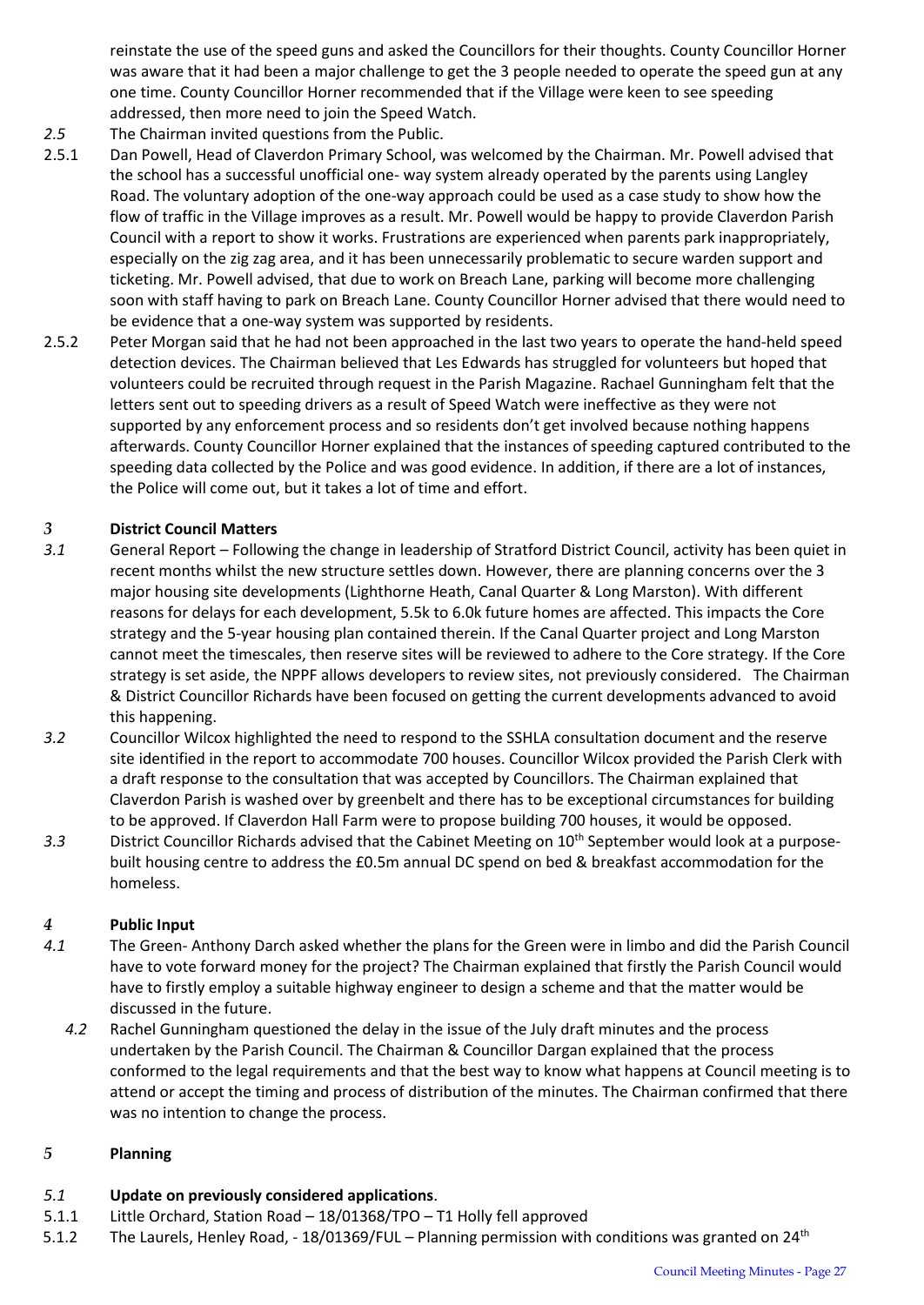reinstate the use of the speed guns and asked the Councillors for their thoughts. County Councillor Horner was aware that it had been a major challenge to get the 3 people needed to operate the speed gun at any one time. County Councillor Horner recommended that if the Village were keen to see speeding addressed, then more need to join the Speed Watch.

*2.5* The Chairman invited questions from the Public.

2.5.1 Dan Powell, Head of Claverdon Primary School, was welcomed by the Chairman. Mr. Powell advised that the school has a successful unofficial one- way system already operated by the parents using Langley Road. The voluntary adoption of the one-way approach could be used as a case study to show how the flow of traffic in the Village improves as a result. Mr. Powell would be happy to provide Claverdon Parish Council with a report to show it works. Frustrations are experienced when parents park inappropriately, especially on the zig zag area, and it has been unnecessarily problematic to secure warden support and ticketing. Mr. Powell advised, that due to work on Breach Lane, parking will become more challenging soon with staff having to park on Breach Lane. County Councillor Horner advised that there would need to be evidence that a one-way system was supported by residents.

2.5.2 Peter Morgan said that he had not been approached in the last two years to operate the hand-held speed detection devices. The Chairman believed that Les Edwards has struggled for volunteers but hoped that volunteers could be recruited through request in the Parish Magazine. Rachael Gunningham felt that the letters sent out to speeding drivers as a result of Speed Watch were ineffective as they were not supported by any enforcement process and so residents don't get involved because nothing happens afterwards. County Councillor Horner explained that the instances of speeding captured contributed to the speeding data collected by the Police and was good evidence. In addition, if there are a lot of instances, the Police will come out, but it takes a lot of time and effort.

## *3* District Council Matters

*3.1* General Report – Following the change in leadership of Stratford District Council, activity has been quiet in recent months whilst the new structure settles down. However, there are planning concerns over the 3 major housing site developments (Lighthorne Heath, Canal Quarter & Long Marston). With different reasons for delays for each development, 5.5k to 6.0k future homes are affected. This impacts the Core strategy and the 5-year housing plan contained therein. If the Canal Quarter project and Long Marston cannot meet the timescales, then reserve sites will be reviewed to adhere to the Core strategy. If the Core strategy is set aside, the NPPF allows developers to review sites, not previously considered. The Chairman & District Councillor Richards have been focused on getting the current developments advanced to avoid this happening.

*3.2* Councillor Wilcox highlighted the need to respond to the SSHLA consultation document and the reserve site identified in the report to accommodate 700 houses. Councillor Wilcox provided the Parish Clerk with a draft response to the consultation that was accepted by Councillors. The Chairman explained that Claverdon Parish is washed over by greenbelt and there has to be exceptional circumstances for building to be approved. If Claverdon Hall Farm were to propose building 700 houses, it would be opposed.

*3.3* District Councillor Richards advised that the Cabinet Meeting on 10th September would look at a purpose-built housing centre to address the £0.5m annual DC spend on bed & breakfast accommodation for the homeless.

## *4* Public Input

*4.1* The Green- Anthony Darch asked whether the plans for the Green were in limbo and did the Parish Council have to vote forward money for the project? The Chairman explained that firstly the Parish Council would have to firstly employ a suitable highway engineer to design a scheme and that the matter would be discussed in the future.

*4.2* Rachel Gunningham questioned the delay in the issue of the July draft minutes and the process undertaken by the Parish Council. The Chairman & Councillor Dargan explained that the process conformed to the legal requirements and that the best way to know what happens at Council meeting is to attend or accept the timing and process of distribution of the minutes. The Chairman confirmed that there was no intention to change the process.

## *5* Planning

*5.1* **Update on previously considered applications**.

5.1.1 Little Orchard, Station Road – 18/01368/TPO – T1 Holly fell approved

5.1.2 The Laurels, Henley Road, - 18/01369/FUL – Planning permission with conditions was granted on 24th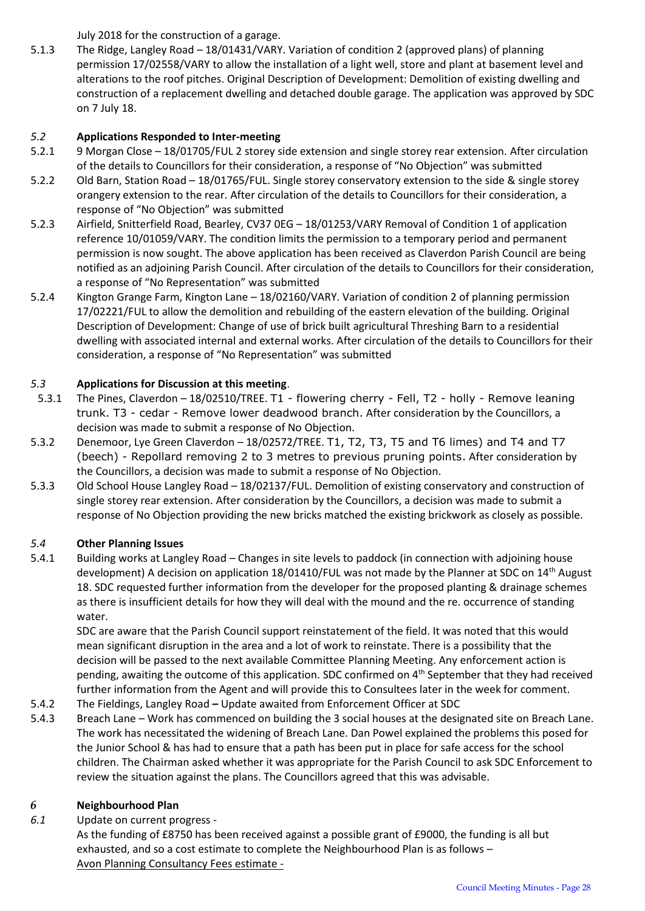July 2018 for the construction of a garage.

5.1.3 The Ridge, Langley Road – 18/01431/VARY. Variation of condition 2 (approved plans) of planning permission 17/02558/VARY to allow the installation of a light well, store and plant at basement level and alterations to the roof pitches. Original Description of Development: Demolition of existing dwelling and construction of a replacement dwelling and detached double garage. The application was approved by SDC on 7 July 18.

### *5.2* Applications Responded to Inter-meeting

5.2.1 9 Morgan Close – 18/01705/FUL 2 storey side extension and single storey rear extension. After circulation of the details to Councillors for their consideration, a response of "No Objection" was submitted

5.2.2 Old Barn, Station Road – 18/01765/FUL. Single storey conservatory extension to the side & single storey orangery extension to the rear. After circulation of the details to Councillors for their consideration, a response of "No Objection" was submitted

5.2.3 Airfield, Snitterfield Road, Bearley, CV37 0EG – 18/01253/VARY Removal of Condition 1 of application reference 10/01059/VARY. The condition limits the permission to a temporary period and permanent permission is now sought. The above application has been received as Claverdon Parish Council are being notified as an adjoining Parish Council. After circulation of the details to Councillors for their consideration, a response of "No Representation" was submitted

5.2.4 Kington Grange Farm, Kington Lane – 18/02160/VARY. Variation of condition 2 of planning permission 17/02221/FUL to allow the demolition and rebuilding of the eastern elevation of the building. Original Description of Development: Change of use of brick built agricultural Threshing Barn to a residential dwelling with associated internal and external works. After circulation of the details to Councillors for their consideration, a response of "No Representation" was submitted

### *5.3* Applications for Discussion at this meeting.

5.3.1 The Pines, Claverdon – 18/02510/TREE. T1 - flowering cherry - Fell, T2 - holly - Remove leaning trunk. T3 - cedar - Remove lower deadwood branch. After consideration by the Councillors, a decision was made to submit a response of No Objection.

5.3.2 Denemoor, Lye Green Claverdon – 18/02572/TREE. T1, T2, T3, T5 and T6 limes) and T4 and T7 (beech) - Repollard removing 2 to 3 metres to previous pruning points. After consideration by the Councillors, a decision was made to submit a response of No Objection.

5.3.3 Old School House Langley Road – 18/02137/FUL. Demolition of existing conservatory and construction of single storey rear extension. After consideration by the Councillors, a decision was made to submit a response of No Objection providing the new bricks matched the existing brickwork as closely as possible.

### *5.4* Other Planning Issues

5.4.1 Building works at Langley Road – Changes in site levels to paddock (in connection with adjoining house development) A decision on application 18/01410/FUL was not made by the Planner at SDC on 14th August 18. SDC requested further information from the developer for the proposed planting & drainage schemes as there is insufficient details for how they will deal with the mound and the re. occurrence of standing water.

SDC are aware that the Parish Council support reinstatement of the field. It was noted that this would mean significant disruption in the area and a lot of work to reinstate. There is a possibility that the decision will be passed to the next available Committee Planning Meeting. Any enforcement action is pending, awaiting the outcome of this application. SDC confirmed on 4th September that they had received further information from the Agent and will provide this to Consultees later in the week for comment.

5.4.2 The Fieldings, Langley Road **–** Update awaited from Enforcement Officer at SDC

5.4.3 Breach Lane – Work has commenced on building the 3 social houses at the designated site on Breach Lane. The work has necessitated the widening of Breach Lane. Dan Powel explained the problems this posed for the Junior School & has had to ensure that a path has been put in place for safe access for the school children. The Chairman asked whether it was appropriate for the Parish Council to ask SDC Enforcement to review the situation against the plans. The Councillors agreed that this was advisable.

## *6* Neighbourhood Plan

*6.1* Update on current progress -

As the funding of £8750 has been received against a possible grant of £9000, the funding is all but exhausted, and so a cost estimate to complete the Neighbourhood Plan is as follows –

Avon Planning Consultancy Fees estimate -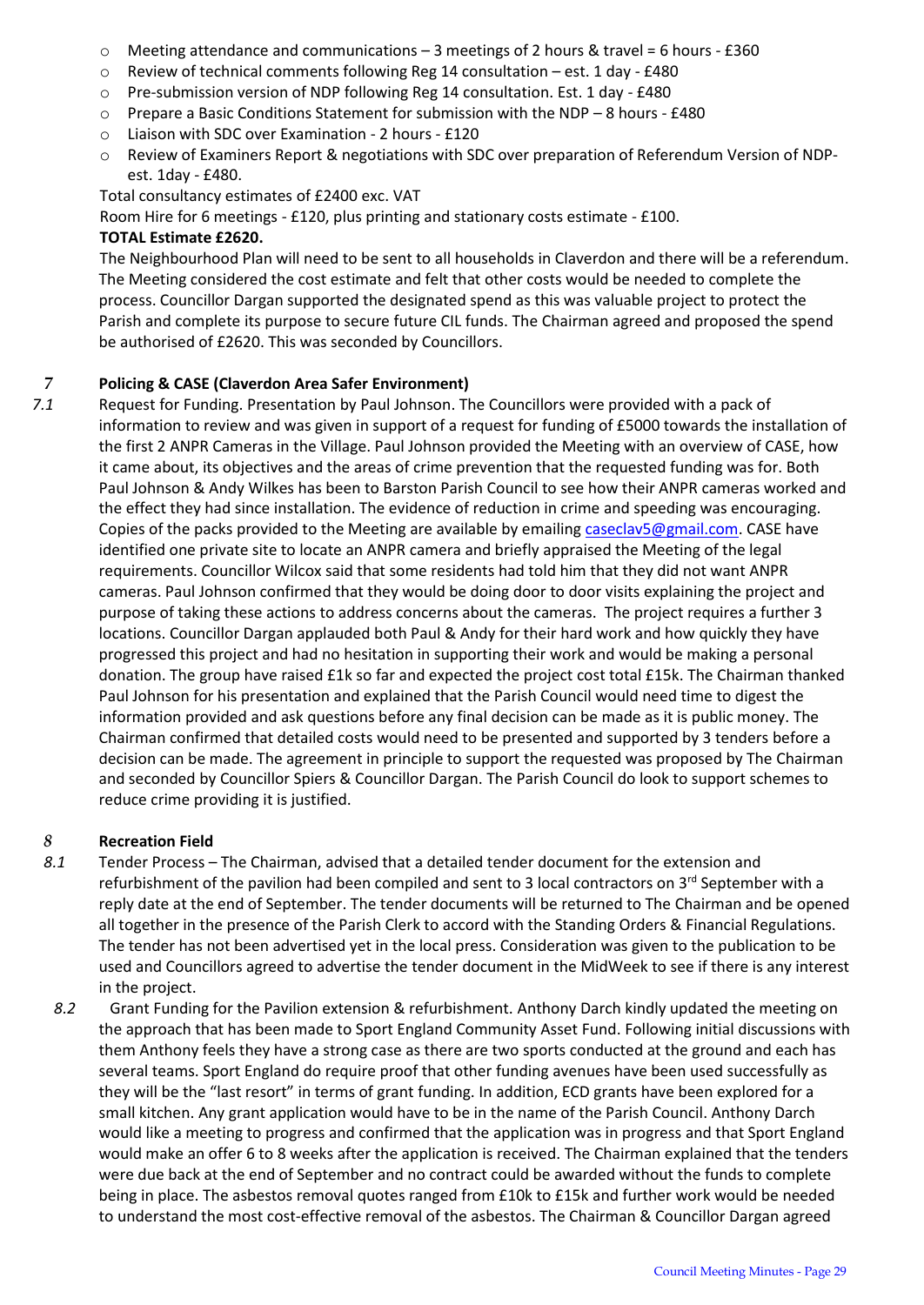- Meeting attendance and communications – 3 meetings of 2 hours & travel = 6 hours - £360
- Review of technical comments following Reg 14 consultation – est. 1 day - £480
- Pre-submission version of NDP following Reg 14 consultation. Est. 1 day - £480
- Prepare a Basic Conditions Statement for submission with the NDP – 8 hours - £480
- Liaison with SDC over Examination - 2 hours - £120
- Review of Examiners Report & negotiations with SDC over preparation of Referendum Version of NDP- est. 1day - £480.

Total consultancy estimates of £2400 exc. VAT

Room Hire for 6 meetings - £120, plus printing and stationary costs estimate - £100.

**TOTAL Estimate £2620.**

The Neighbourhood Plan will need to be sent to all households in Claverdon and there will be a referendum. The Meeting considered the cost estimate and felt that other costs would be needed to complete the process. Councillor Dargan supported the designated spend as this was valuable project to protect the Parish and complete its purpose to secure future CIL funds. The Chairman agreed and proposed the spend be authorised of £2620. This was seconded by Councillors.

## 7 Policing & CASE (Claverdon Area Safer Environment)

7.1 Request for Funding. Presentation by Paul Johnson. The Councillors were provided with a pack of information to review and was given in support of a request for funding of £5000 towards the installation of the first 2 ANPR Cameras in the Village. Paul Johnson provided the Meeting with an overview of CASE, how it came about, its objectives and the areas of crime prevention that the requested funding was for. Both Paul Johnson & Andy Wilkes has been to Barston Parish Council to see how their ANPR cameras worked and the effect they had since installation. The evidence of reduction in crime and speeding was encouraging. Copies of the packs provided to the Meeting are available by emailing caseclav5@gmail.com. CASE have identified one private site to locate an ANPR camera and briefly appraised the Meeting of the legal requirements. Councillor Wilcox said that some residents had told him that they did not want ANPR cameras. Paul Johnson confirmed that they would be doing door to door visits explaining the project and purpose of taking these actions to address concerns about the cameras. The project requires a further 3 locations. Councillor Dargan applauded both Paul & Andy for their hard work and how quickly they have progressed this project and had no hesitation in supporting their work and would be making a personal donation. The group have raised £1k so far and expected the project cost total £15k. The Chairman thanked Paul Johnson for his presentation and explained that the Parish Council would need time to digest the information provided and ask questions before any final decision can be made as it is public money. The Chairman confirmed that detailed costs would need to be presented and supported by 3 tenders before a decision can be made. The agreement in principle to support the requested was proposed by The Chairman and seconded by Councillor Spiers & Councillor Dargan. The Parish Council do look to support schemes to reduce crime providing it is justified.

## 8 Recreation Field

8.1 Tender Process – The Chairman, advised that a detailed tender document for the extension and refurbishment of the pavilion had been compiled and sent to 3 local contractors on 3rd September with a reply date at the end of September. The tender documents will be returned to The Chairman and be opened all together in the presence of the Parish Clerk to accord with the Standing Orders & Financial Regulations. The tender has not been advertised yet in the local press. Consideration was given to the publication to be used and Councillors agreed to advertise the tender document in the MidWeek to see if there is any interest in the project.

8.2 Grant Funding for the Pavilion extension & refurbishment. Anthony Darch kindly updated the meeting on the approach that has been made to Sport England Community Asset Fund. Following initial discussions with them Anthony feels they have a strong case as there are two sports conducted at the ground and each has several teams. Sport England do require proof that other funding avenues have been used successfully as they will be the "last resort" in terms of grant funding. In addition, ECD grants have been explored for a small kitchen. Any grant application would have to be in the name of the Parish Council. Anthony Darch would like a meeting to progress and confirmed that the application was in progress and that Sport England would make an offer 6 to 8 weeks after the application is received. The Chairman explained that the tenders were due back at the end of September and no contract could be awarded without the funds to complete being in place. The asbestos removal quotes ranged from £10k to £15k and further work would be needed to understand the most cost-effective removal of the asbestos. The Chairman & Councillor Dargan agreed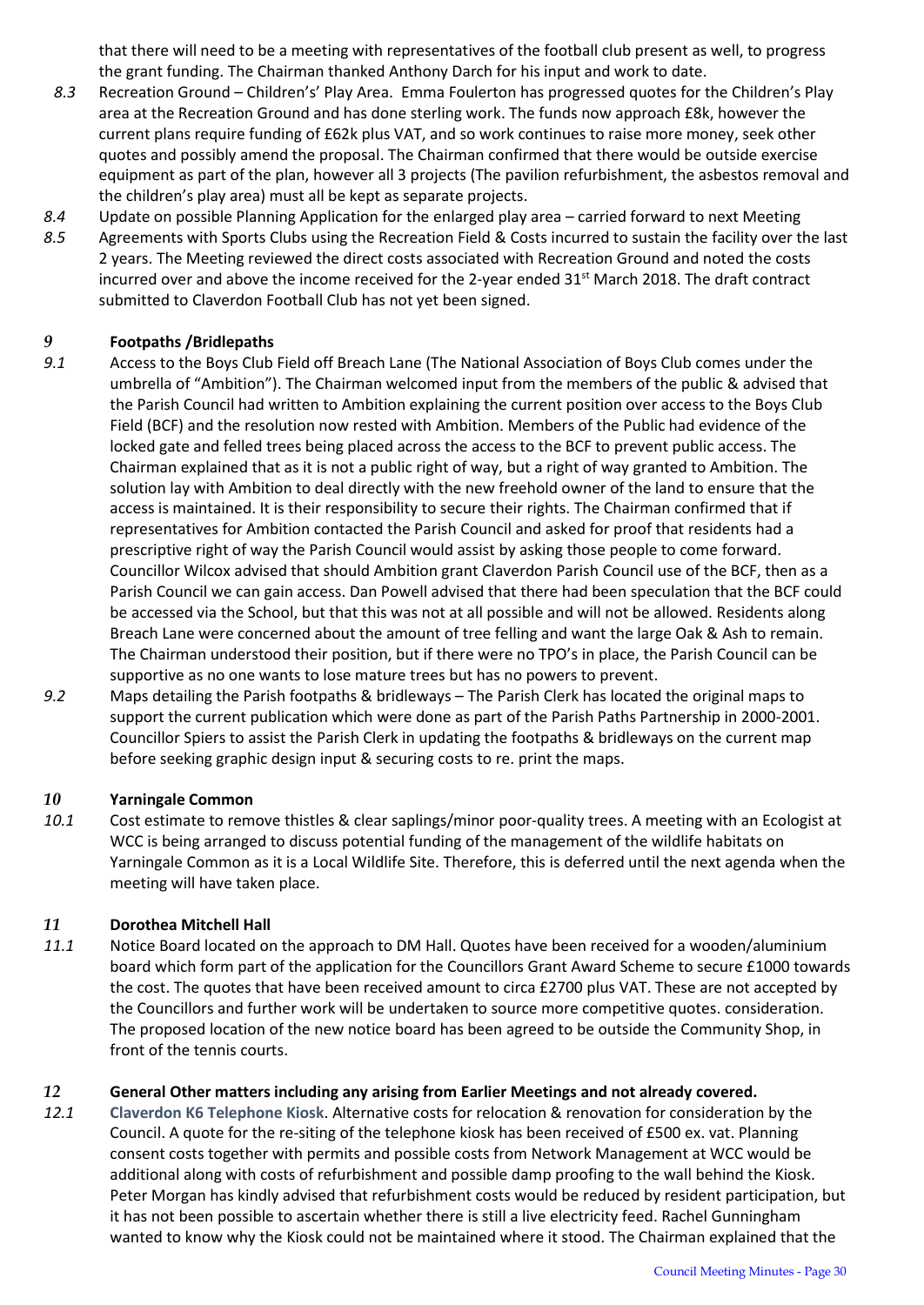that there will need to be a meeting with representatives of the football club present as well, to progress the grant funding. The Chairman thanked Anthony Darch for his input and work to date.

*8.3* Recreation Ground – Children's' Play Area. Emma Foulerton has progressed quotes for the Children's Play area at the Recreation Ground and has done sterling work. The funds now approach £8k, however the current plans require funding of £62k plus VAT, and so work continues to raise more money, seek other quotes and possibly amend the proposal. The Chairman confirmed that there would be outside exercise equipment as part of the plan, however all 3 projects (The pavilion refurbishment, the asbestos removal and the children's play area) must all be kept as separate projects.

*8.4* Update on possible Planning Application for the enlarged play area – carried forward to next Meeting

*8.5* Agreements with Sports Clubs using the Recreation Field & Costs incurred to sustain the facility over the last 2 years. The Meeting reviewed the direct costs associated with Recreation Ground and noted the costs incurred over and above the income received for the 2-year ended 31st March 2018. The draft contract submitted to Claverdon Football Club has not yet been signed.

## *9* Footpaths /Bridlepaths

*9.1* Access to the Boys Club Field off Breach Lane (The National Association of Boys Club comes under the umbrella of "Ambition"). The Chairman welcomed input from the members of the public & advised that the Parish Council had written to Ambition explaining the current position over access to the Boys Club Field (BCF) and the resolution now rested with Ambition. Members of the Public had evidence of the locked gate and felled trees being placed across the access to the BCF to prevent public access. The Chairman explained that as it is not a public right of way, but a right of way granted to Ambition. The solution lay with Ambition to deal directly with the new freehold owner of the land to ensure that the access is maintained. It is their responsibility to secure their rights. The Chairman confirmed that if representatives for Ambition contacted the Parish Council and asked for proof that residents had a prescriptive right of way the Parish Council would assist by asking those people to come forward. Councillor Wilcox advised that should Ambition grant Claverdon Parish Council use of the BCF, then as a Parish Council we can gain access. Dan Powell advised that there had been speculation that the BCF could be accessed via the School, but that this was not at all possible and will not be allowed. Residents along Breach Lane were concerned about the amount of tree felling and want the large Oak & Ash to remain. The Chairman understood their position, but if there were no TPO's in place, the Parish Council can be supportive as no one wants to lose mature trees but has no powers to prevent.

*9.2* Maps detailing the Parish footpaths & bridleways – The Parish Clerk has located the original maps to support the current publication which were done as part of the Parish Paths Partnership in 2000-2001. Councillor Spiers to assist the Parish Clerk in updating the footpaths & bridleways on the current map before seeking graphic design input & securing costs to re. print the maps.

## *10* Yarningale Common

*10.1* Cost estimate to remove thistles & clear saplings/minor poor-quality trees. A meeting with an Ecologist at WCC is being arranged to discuss potential funding of the management of the wildlife habitats on Yarningale Common as it is a Local Wildlife Site. Therefore, this is deferred until the next agenda when the meeting will have taken place.

## *11* Dorothea Mitchell Hall

*11.1* Notice Board located on the approach to DM Hall. Quotes have been received for a wooden/aluminium board which form part of the application for the Councillors Grant Award Scheme to secure £1000 towards the cost. The quotes that have been received amount to circa £2700 plus VAT. These are not accepted by the Councillors and further work will be undertaken to source more competitive quotes. consideration. The proposed location of the new notice board has been agreed to be outside the Community Shop, in front of the tennis courts.

## *12* General Other matters including any arising from Earlier Meetings and not already covered.

*12.1* **Claverdon K6 Telephone Kiosk**. Alternative costs for relocation & renovation for consideration by the Council. A quote for the re-siting of the telephone kiosk has been received of £500 ex. vat. Planning consent costs together with permits and possible costs from Network Management at WCC would be additional along with costs of refurbishment and possible damp proofing to the wall behind the Kiosk. Peter Morgan has kindly advised that refurbishment costs would be reduced by resident participation, but it has not been possible to ascertain whether there is still a live electricity feed. Rachel Gunningham wanted to know why the Kiosk could not be maintained where it stood. The Chairman explained that the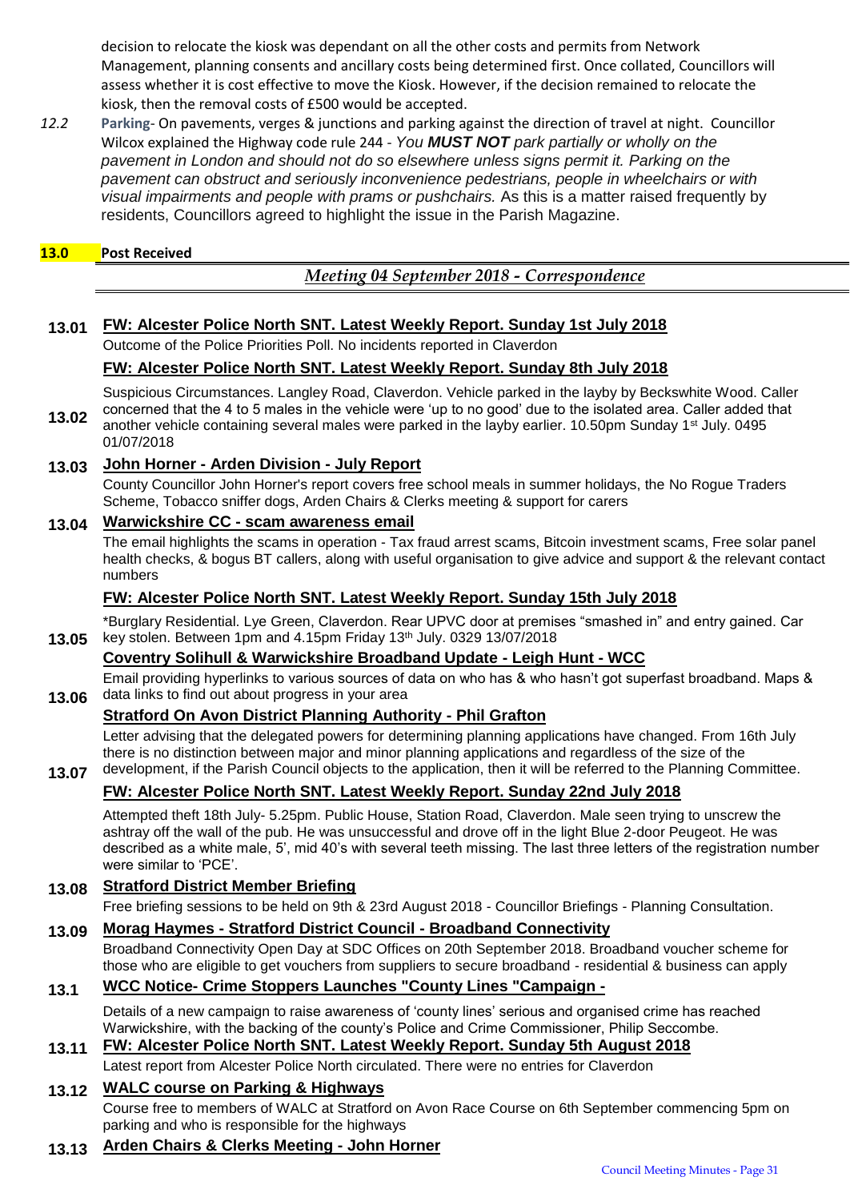decision to relocate the kiosk was dependant on all the other costs and permits from Network Management, planning consents and ancillary costs being determined first. Once collated, Councillors will assess whether it is cost effective to move the Kiosk. However, if the decision remained to relocate the kiosk, then the removal costs of £500 would be accepted.

*12.2* **Parking**- On pavements, verges & junctions and parking against the direction of travel at night. Councillor Wilcox explained the Highway code rule 244 - *You **MUST NOT** park partially or wholly on the pavement in London and should not do so elsewhere unless signs permit it. Parking on the pavement can obstruct and seriously inconvenience pedestrians, people in wheelchairs or with visual impairments and people with prams or pushchairs.* As this is a matter raised frequently by residents, Councillors agreed to highlight the issue in the Parish Magazine.

## 13.0 Post Received

### *Meeting 04 September 2018 - Correspondence*

**13.01** **FW: Alcester Police North SNT. Latest Weekly Report. Sunday 1st July 2018**
Outcome of the Police Priorities Poll. No incidents reported in Claverdon

**13.02** **FW: Alcester Police North SNT. Latest Weekly Report. Sunday 8th July 2018**
Suspicious Circumstances. Langley Road, Claverdon. Vehicle parked in the layby by Beckswhite Wood. Caller concerned that the 4 to 5 males in the vehicle were 'up to no good' due to the isolated area. Caller added that another vehicle containing several males were parked in the layby earlier. 10.50pm Sunday 1st July. 0495 01/07/2018

**13.03** **John Horner - Arden Division - July Report**
County Councillor John Horner's report covers free school meals in summer holidays, the No Rogue Traders Scheme, Tobacco sniffer dogs, Arden Chairs & Clerks meeting & support for carers

**13.04** **Warwickshire CC - scam awareness email**
The email highlights the scams in operation - Tax fraud arrest scams, Bitcoin investment scams, Free solar panel health checks, & bogus BT callers, along with useful organisation to give advice and support & the relevant contact numbers

**13.05** **FW: Alcester Police North SNT. Latest Weekly Report. Sunday 15th July 2018**
*Burglary Residential. Lye Green, Claverdon. Rear UPVC door at premises "smashed in" and entry gained. Car key stolen. Between 1pm and 4.15pm Friday 13th July. 0329 13/07/2018

**13.06** **Coventry Solihull & Warwickshire Broadband Update - Leigh Hunt - WCC**
Email providing hyperlinks to various sources of data on who has & who hasn't got superfast broadband. Maps & data links to find out about progress in your area

**13.07** **Stratford On Avon District Planning Authority - Phil Grafton**
Letter advising that the delegated powers for determining planning applications have changed. From 16th July there is no distinction between major and minor planning applications and regardless of the size of the development, if the Parish Council objects to the application, then it will be referred to the Planning Committee.

**FW: Alcester Police North SNT. Latest Weekly Report. Sunday 22nd July 2018**
Attempted theft 18th July- 5.25pm. Public House, Station Road, Claverdon. Male seen trying to unscrew the ashtray off the wall of the pub. He was unsuccessful and drove off in the light Blue 2-door Peugeot. He was described as a white male, 5', mid 40's with several teeth missing. The last three letters of the registration number were similar to 'PCE'.

**13.08** **Stratford District Member Briefing**
Free briefing sessions to be held on 9th & 23rd August 2018 - Councillor Briefings - Planning Consultation.

**13.09** **Morag Haymes - Stratford District Council - Broadband Connectivity**
Broadband Connectivity Open Day at SDC Offices on 20th September 2018. Broadband voucher scheme for those who are eligible to get vouchers from suppliers to secure broadband - residential & business can apply

**13.1** **WCC Notice- Crime Stoppers Launches "County Lines "Campaign -**
Details of a new campaign to raise awareness of 'county lines' serious and organised crime has reached Warwickshire, with the backing of the county's Police and Crime Commissioner, Philip Seccombe.

**13.11** **FW: Alcester Police North SNT. Latest Weekly Report. Sunday 5th August 2018**
Latest report from Alcester Police North circulated. There were no entries for Claverdon

**13.12** **WALC course on Parking & Highways**
Course free to members of WALC at Stratford on Avon Race Course on 6th September commencing 5pm on parking and who is responsible for the highways

**13.13** **Arden Chairs & Clerks Meeting - John Horner**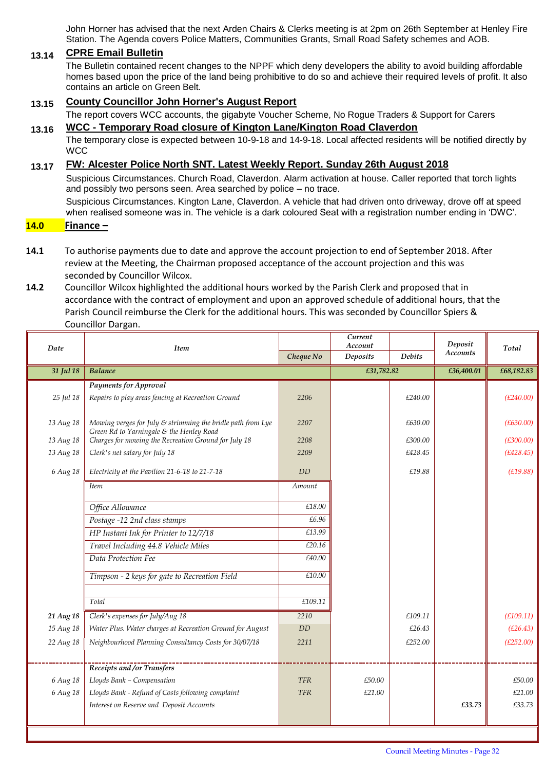John Horner has advised that the next Arden Chairs & Clerks meeting is at 2pm on 26th September at Henley Fire Station. The Agenda covers Police Matters, Communities Grants, Small Road Safety schemes and AOB.

**13.14** **CPRE Email Bulletin**

The Bulletin contained recent changes to the NPPF which deny developers the ability to avoid building affordable homes based upon the price of the land being prohibitive to do so and achieve their required levels of profit. It also contains an article on Green Belt.

**13.15** **County Councillor John Horner's August Report**

The report covers WCC accounts, the gigabyte Voucher Scheme, No Rogue Traders & Support for Carers

**13.16** **WCC - Temporary Road closure of Kington Lane/Kington Road Claverdon**

The temporary close is expected between 10-9-18 and 14-9-18. Local affected residents will be notified directly by WCC

**13.17** **FW: Alcester Police North SNT. Latest Weekly Report. Sunday 26th August 2018**

Suspicious Circumstances. Church Road, Claverdon. Alarm activation at house. Caller reported that torch lights and possibly two persons seen. Area searched by police – no trace.

Suspicious Circumstances. Kington Lane, Claverdon. A vehicle that had driven onto driveway, drove off at speed when realised someone was in. The vehicle is a dark coloured Seat with a registration number ending in 'DWC'.

## 14.0 Finance –

**14.1** To authorise payments due to date and approve the account projection to end of September 2018. After review at the Meeting, the Chairman proposed acceptance of the account projection and this was seconded by Councillor Wilcox.

**14.2** Councillor Wilcox highlighted the additional hours worked by the Parish Clerk and proposed that in accordance with the contract of employment and upon an approved schedule of additional hours, that the Parish Council reimburse the Clerk for the additional hours. This was seconded by Councillor Spiers & Councillor Dargan.

| Date | Item | | Current Account | | Deposit Accounts | Total |
|---|---|---|---|---|---|---|
| | | Cheque No | Deposits | Debits | | |
| 31 Jul 18 | Balance | | £31,782.82 | | £36,400.01 | £68,182.83 |
| | Payments for Approval | | | | | |
| 25 Jul 18 | Repairs to play areas fencing at Recreation Ground | 2206 | | £240.00 | | (£240.00) |
| 13 Aug 18 | Mowing verges for July & strimming the bridle path from Lye Green Rd to Yarningale & the Henley Road | 2207 | | £630.00 | | (£630.00) |
| 13 Aug 18 | Charges for mowing the Recreation Ground for July 18 | 2208 | | £300.00 | | (£300.00) |
| 13 Aug 18 | Clerk's net salary for July 18 | 2209 | | £428.45 | | (£428.45) |
| 6 Aug 18 | Electricity at the Pavilion 21-6-18 to 21-7-18 | DD | | £19.88 | | (£19.88) |
| | Item | Amount | | | | |
| | Office Allowance | £18.00 | | | | |
| | Postage -12 2nd class stamps | £6.96 | | | | |
| | HP Instant Ink for Printer to 12/7/18 | £13.99 | | | | |
| | Travel Including 44.8 Vehicle Miles | £20.16 | | | | |
| | Data Protection Fee | £40.00 | | | | |
| | Timpson - 2 keys for gate to Recreation Field | £10.00 | | | | |
| | Total | £109.11 | | | | |
| 21 Aug 18 | Clerk's expenses for July/Aug 18 | 2210 | | £109.11 | | (£109.11) |
| 15 Aug 18 | Water Plus. Water charges at Recreation Ground for August | DD | | £26.43 | | (£26.43) |
| 22 Aug 18 | Neighbourhood Planning Consultancy Costs for 30/07/18 | 2211 | | £252.00 | | (£252.00) |
| | Receipts and /or Transfers | | | | | |
| 6 Aug 18 | Lloyds Bank – Compensation | TFR | £50.00 | | | £50.00 |
| 6 Aug 18 | Lloyds Bank - Refund of Costs following complaint | TFR | £21.00 | | | £21.00 |
| | Interest on Reserve and Deposit Accounts | | | | £33.73 | £33.73 |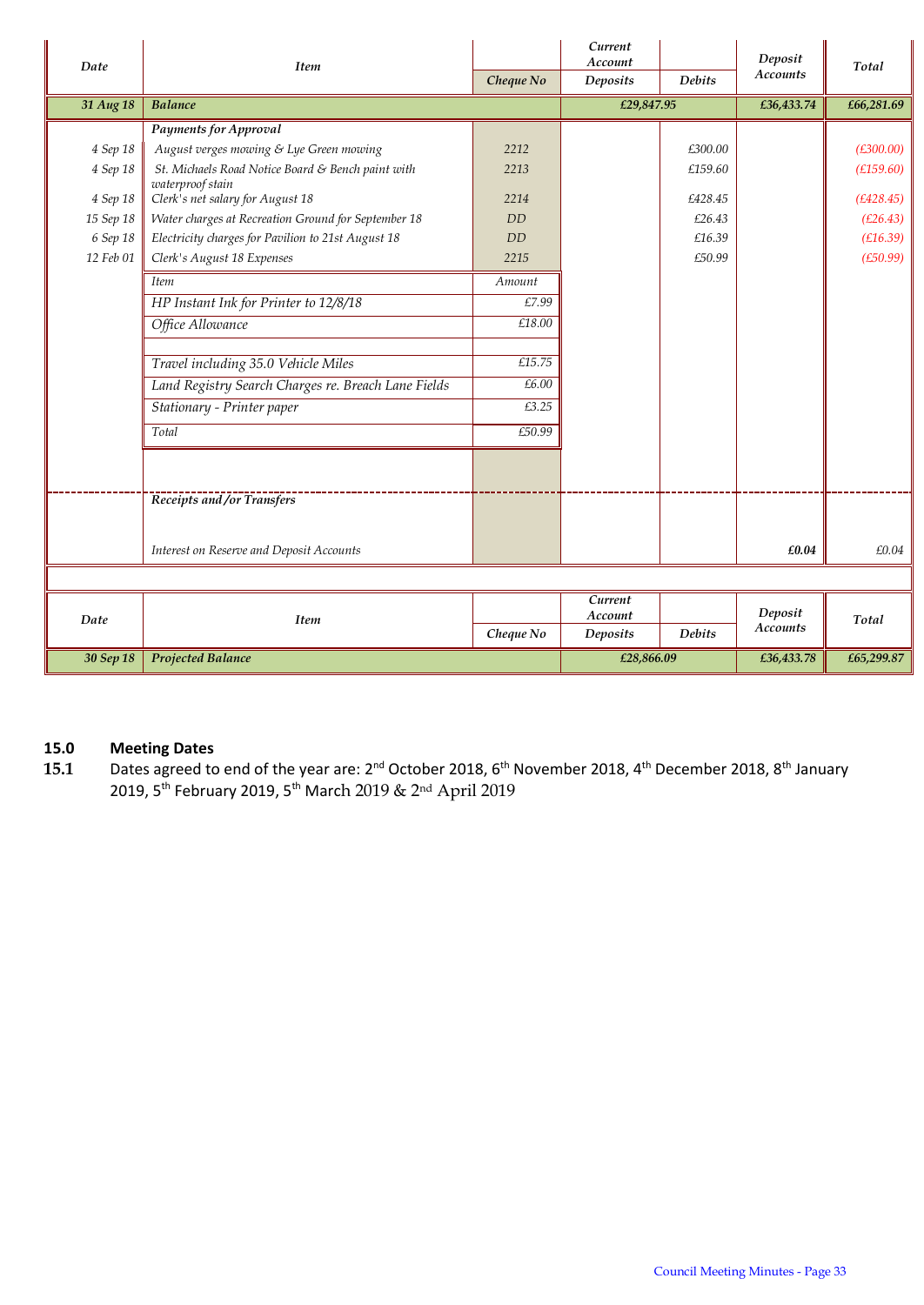| Date | Item | Cheque No | Current Account Deposits | Debits | Deposit Accounts | Total |
|---|---|---|---|---|---|---|
| 31 Aug 18 | **Balance** | | £29,847.95 | | £36,433.74 | £66,281.69 |
| | ***Payments for Approval*** | | | | | |
| 4 Sep 18 | *August verges mowing & Lye Green mowing* | 2212 | | £300.00 | | (£300.00) |
| 4 Sep 18 | *St. Michaels Road Notice Board & Bench paint with waterproof stain* | 2213 | | £159.60 | | (£159.60) |
| 4 Sep 18 | *Clerk's net salary for August 18* | 2214 | | £428.45 | | (£428.45) |
| 15 Sep 18 | *Water charges at Recreation Ground for September 18* | DD | | £26.43 | | (£26.43) |
| 6 Sep 18 | *Electricity charges for Pavilion to 21st August 18* | DD | | £16.39 | | (£16.39) |
| 12 Feb 01 | *Clerk's August 18 Expenses* | 2215 | | £50.99 | | (£50.99) |
| | ***Receipts and/or Transfers*** | | | | | |
| | *Interest on Reserve and Deposit Accounts* | | | | £0.04 | £0.04 |

| Item | Amount |
|---|---|
| HP Instant Ink for Printer to 12/8/18 | £7.99 |
| Office Allowance | £18.00 |
| Travel including 35.0 Vehicle Miles | £15.75 |
| Land Registry Search Charges re. Breach Lane Fields | £6.00 |
| Stationary - Printer paper | £3.25 |
| Total | £50.99 |

| Date | Item | Cheque No | Current Account Deposits | Debits | Deposit Accounts | Total |
|---|---|---|---|---|---|---|
| 30 Sep 18 | **Projected Balance** | | £28,866.09 | | £36,433.78 | £65,299.87 |

## 15.0 Meeting Dates

**15.1** Dates agreed to end of the year are: 2nd October 2018, 6th November 2018, 4th December 2018, 8th January 2019, 5th February 2019, 5th March 2019 & 2nd April 2019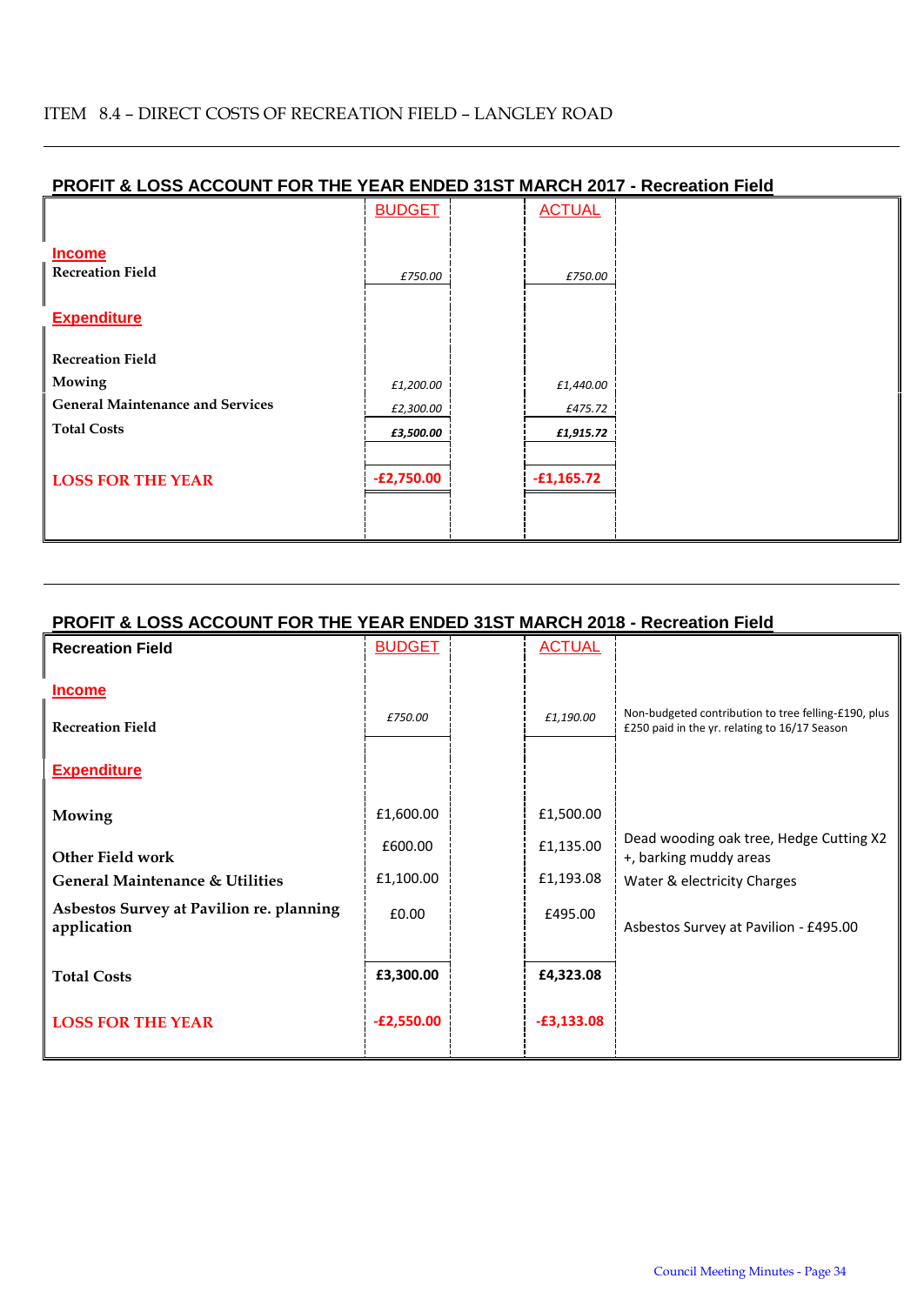ITEM 8.4 – DIRECT COSTS OF RECREATION FIELD – LANGLEY ROAD

## PROFIT & LOSS ACCOUNT FOR THE YEAR ENDED 31ST MARCH 2017 - Recreation Field

| | BUDGET | ACTUAL | |
|---|---|---|---|
| **Income** | | | |
| Recreation Field | £750.00 | £750.00 | |
| **Expenditure** | | | |
| Recreation Field | | | |
| Mowing | £1,200.00 | £1,440.00 | |
| General Maintenance and Services | £2,300.00 | £475.72 | |
| Total Costs | **£3,500.00** | **£1,915.72** | |
| **LOSS FOR THE YEAR** | **-£2,750.00** | **-£1,165.72** | |

## PROFIT & LOSS ACCOUNT FOR THE YEAR ENDED 31ST MARCH 2018 - Recreation Field

| Recreation Field | BUDGET | ACTUAL | |
|---|---|---|---|
| **Income** | | | |
| Recreation Field | £750.00 | £1,190.00 | Non-budgeted contribution to tree felling-£190, plus £250 paid in the yr. relating to 16/17 Season |
| **Expenditure** | | | |
| Mowing | £1,600.00 | £1,500.00 | |
| Other Field work | £600.00 | £1,135.00 | Dead wooding oak tree, Hedge Cutting X2 +, barking muddy areas |
| General Maintenance & Utilities | £1,100.00 | £1,193.08 | Water & electricity Charges |
| Asbestos Survey at Pavilion re. planning application | £0.00 | £495.00 | Asbestos Survey at Pavilion - £495.00 |
| Total Costs | **£3,300.00** | **£4,323.08** | |
| **LOSS FOR THE YEAR** | **-£2,550.00** | **-£3,133.08** | |